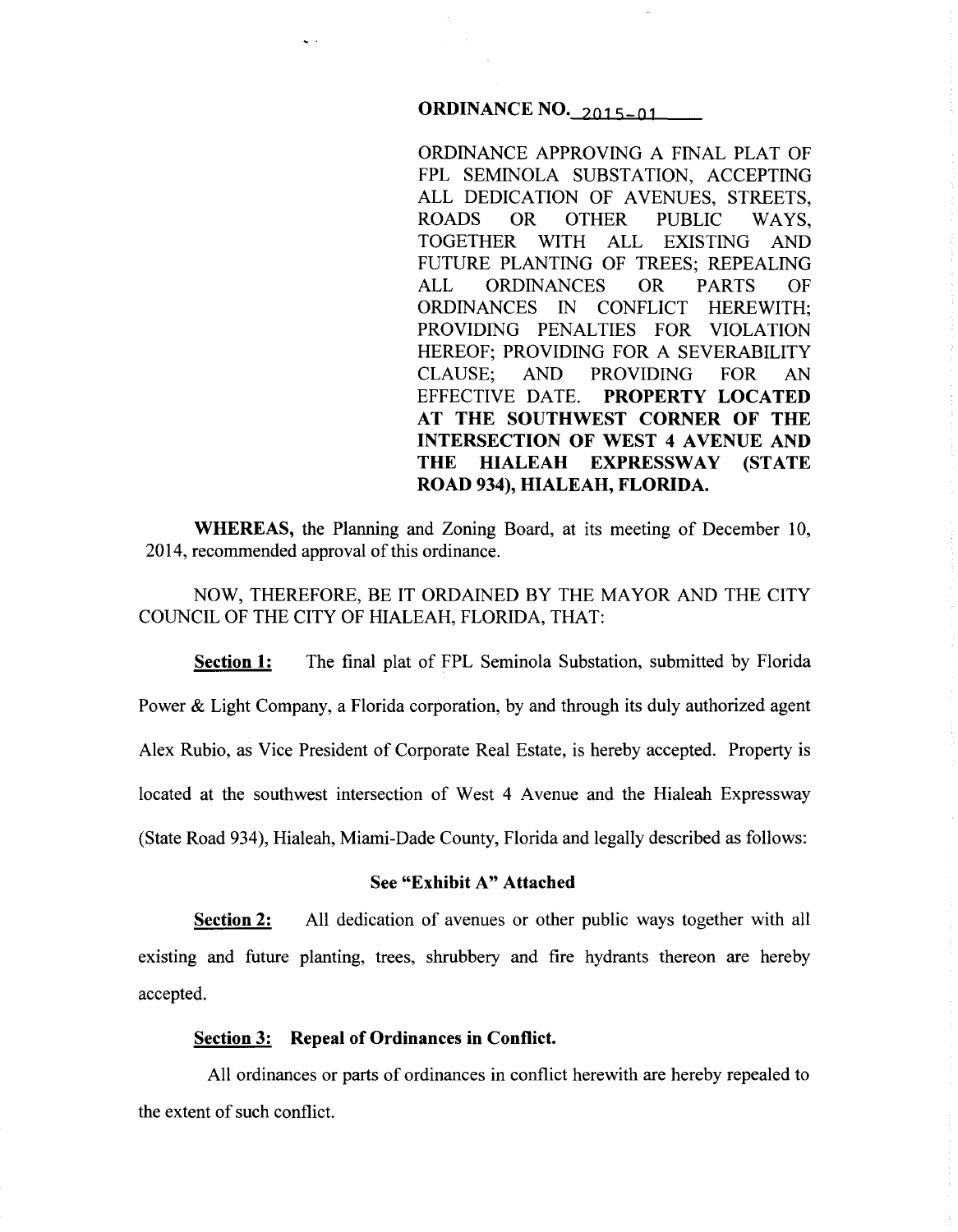# ORDINANCE NO. 2015-01

ORDINANCE APPROVING A FINAL PLAT OF FPL SEMINOLA SUBSTATION, ACCEPTING ALL DEDICATION OF AVENUES, STREETS, ROADS OR OTHER PUBLIC WAYS, TOGETHER WITH ALL EXISTING AND FUTURE PLANTING OF TREES; REPEALING ALL ORDINANCES OR PARTS OF ORDINANCES IN CONFLICT HEREWITH; PROVIDING PENALTIES FOR VIOLATION HEREOF; PROVIDING FOR A SEVERABILITY CLAUSE; AND PROVIDING FOR AN EFFECTIVE DATE. **PROPERTY LOCATED AT THE SOUTHWEST CORNER OF THE INTERSECTION OF WEST 4 AVENUE AND THE HIALEAH EXPRESSWAY (STATE ROAD 934), HIALEAH, FLORIDA.**

**WHEREAS,** the Planning and Zoning Board, at its meeting of December 10, 2014, recommended approval of this ordinance.

NOW, THEREFORE, BE IT ORDAINED BY THE MAYOR AND THE CITY COUNCIL OF THE CITY OF HIALEAH, FLORIDA, THAT:

**Section 1:** The final plat of FPL Seminola Substation, submitted by Florida Power & Light Company, a Florida corporation, by and through its duly authorized agent Alex Rubio, as Vice President of Corporate Real Estate, is hereby accepted. Property is located at the southwest intersection of West 4 Avenue and the Hialeah Expressway (State Road 934), Hialeah, Miami-Dade County, Florida and legally described as follows:

**See "Exhibit A" Attached**

**Section 2:** All dedication of avenues or other public ways together with all existing and future planting, trees, shrubbery and fire hydrants thereon are hereby accepted.

**Section 3: Repeal of Ordinances in Conflict.**

All ordinances or parts of ordinances in conflict herewith are hereby repealed to the extent of such conflict.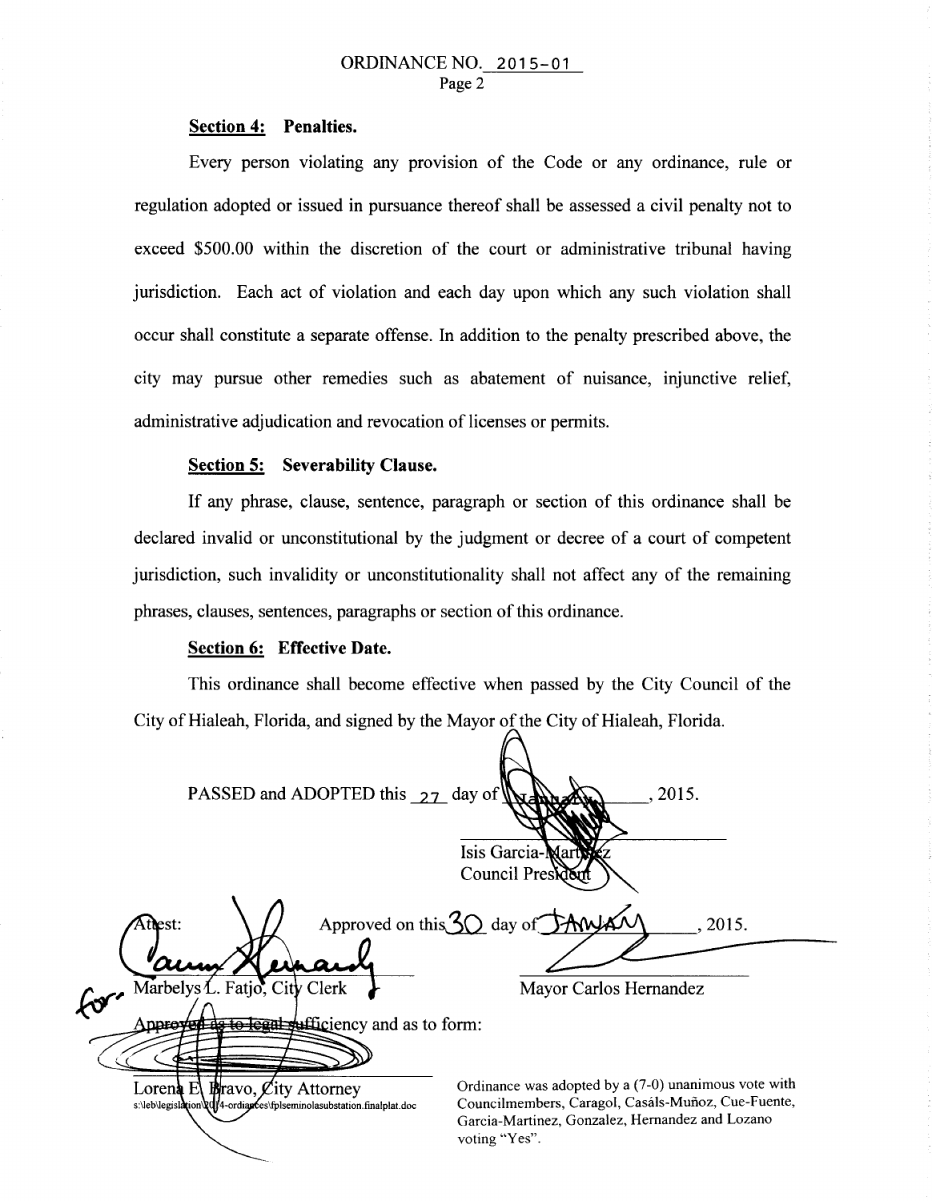ORDINANCE NO. 2015-01
Page 2

**Section 4: Penalties.**

Every person violating any provision of the Code or any ordinance, rule or regulation adopted or issued in pursuance thereof shall be assessed a civil penalty not to exceed $500.00 within the discretion of the court or administrative tribunal having jurisdiction. Each act of violation and each day upon which any such violation shall occur shall constitute a separate offense. In addition to the penalty prescribed above, the city may pursue other remedies such as abatement of nuisance, injunctive relief, administrative adjudication and revocation of licenses or permits.

**Section 5: Severability Clause.**

If any phrase, clause, sentence, paragraph or section of this ordinance shall be declared invalid or unconstitutional by the judgment or decree of a court of competent jurisdiction, such invalidity or unconstitutionality shall not affect any of the remaining phrases, clauses, sentences, paragraphs or section of this ordinance.

**Section 6: Effective Date.**

This ordinance shall become effective when passed by the City Council of the City of Hialeah, Florida, and signed by the Mayor of the City of Hialeah, Florida.

PASSED and ADOPTED this 27 day of January, 2015.

Isis Garcia-Martinez
Council President

Attest:

Approved on this 30 day of January, 2015.

for Marbelys L. Fatjo, City Clerk

Mayor Carlos Hernandez

Approved as to legal sufficiency and as to form:

Lorena E. Bravo, City Attorney
s:\leb\legislation\2014-ordinances\fplseminolasubstation.finalplat.doc

Ordinance was adopted by a (7-0) unanimous vote with Councilmembers, Caragol, Casáls-Muñoz, Cue-Fuente, Garcia-Martinez, Gonzalez, Hernandez and Lozano voting "Yes".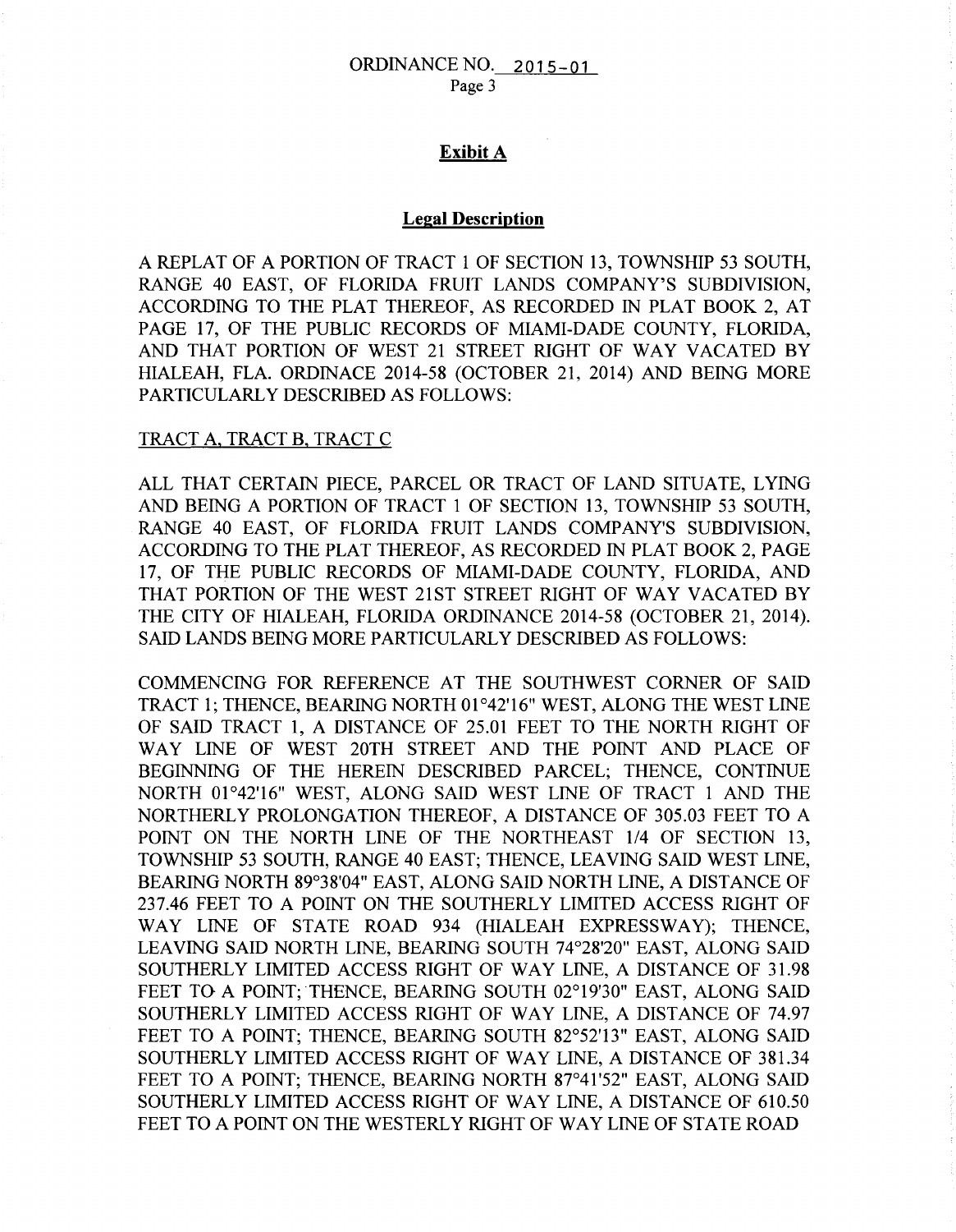ORDINANCE NO. 2015-01

## Exibit A

## Legal Description

A REPLAT OF A PORTION OF TRACT 1 OF SECTION 13, TOWNSHIP 53 SOUTH, RANGE 40 EAST, OF FLORIDA FRUIT LANDS COMPANY'S SUBDIVISION, ACCORDING TO THE PLAT THEREOF, AS RECORDED IN PLAT BOOK 2, AT PAGE 17, OF THE PUBLIC RECORDS OF MIAMI-DADE COUNTY, FLORIDA, AND THAT PORTION OF WEST 21 STREET RIGHT OF WAY VACATED BY HIALEAH, FLA. ORDINACE 2014-58 (OCTOBER 21, 2014) AND BEING MORE PARTICULARLY DESCRIBED AS FOLLOWS:

TRACT A, TRACT B, TRACT C

ALL THAT CERTAIN PIECE, PARCEL OR TRACT OF LAND SITUATE, LYING AND BEING A PORTION OF TRACT 1 OF SECTION 13, TOWNSHIP 53 SOUTH, RANGE 40 EAST, OF FLORIDA FRUIT LANDS COMPANY'S SUBDIVISION, ACCORDING TO THE PLAT THEREOF, AS RECORDED IN PLAT BOOK 2, PAGE 17, OF THE PUBLIC RECORDS OF MIAMI-DADE COUNTY, FLORIDA, AND THAT PORTION OF THE WEST 21ST STREET RIGHT OF WAY VACATED BY THE CITY OF HIALEAH, FLORIDA ORDINANCE 2014-58 (OCTOBER 21, 2014). SAID LANDS BEING MORE PARTICULARLY DESCRIBED AS FOLLOWS:

COMMENCING FOR REFERENCE AT THE SOUTHWEST CORNER OF SAID TRACT 1; THENCE, BEARING NORTH 01°42'16" WEST, ALONG THE WEST LINE OF SAID TRACT 1, A DISTANCE OF 25.01 FEET TO THE NORTH RIGHT OF WAY LINE OF WEST 20TH STREET AND THE POINT AND PLACE OF BEGINNING OF THE HEREIN DESCRIBED PARCEL; THENCE, CONTINUE NORTH 01°42'16" WEST, ALONG SAID WEST LINE OF TRACT 1 AND THE NORTHERLY PROLONGATION THEREOF, A DISTANCE OF 305.03 FEET TO A POINT ON THE NORTH LINE OF THE NORTHEAST 1/4 OF SECTION 13, TOWNSHIP 53 SOUTH, RANGE 40 EAST; THENCE, LEAVING SAID WEST LINE, BEARING NORTH 89°38'04" EAST, ALONG SAID NORTH LINE, A DISTANCE OF 237.46 FEET TO A POINT ON THE SOUTHERLY LIMITED ACCESS RIGHT OF WAY LINE OF STATE ROAD 934 (HIALEAH EXPRESSWAY); THENCE, LEAVING SAID NORTH LINE, BEARING SOUTH 74°28'20" EAST, ALONG SAID SOUTHERLY LIMITED ACCESS RIGHT OF WAY LINE, A DISTANCE OF 31.98 FEET TO A POINT; THENCE, BEARING SOUTH 02°19'30" EAST, ALONG SAID SOUTHERLY LIMITED ACCESS RIGHT OF WAY LINE, A DISTANCE OF 74.97 FEET TO A POINT; THENCE, BEARING SOUTH 82°52'13" EAST, ALONG SAID SOUTHERLY LIMITED ACCESS RIGHT OF WAY LINE, A DISTANCE OF 381.34 FEET TO A POINT; THENCE, BEARING NORTH 87°41'52" EAST, ALONG SAID SOUTHERLY LIMITED ACCESS RIGHT OF WAY LINE, A DISTANCE OF 610.50 FEET TO A POINT ON THE WESTERLY RIGHT OF WAY LINE OF STATE ROAD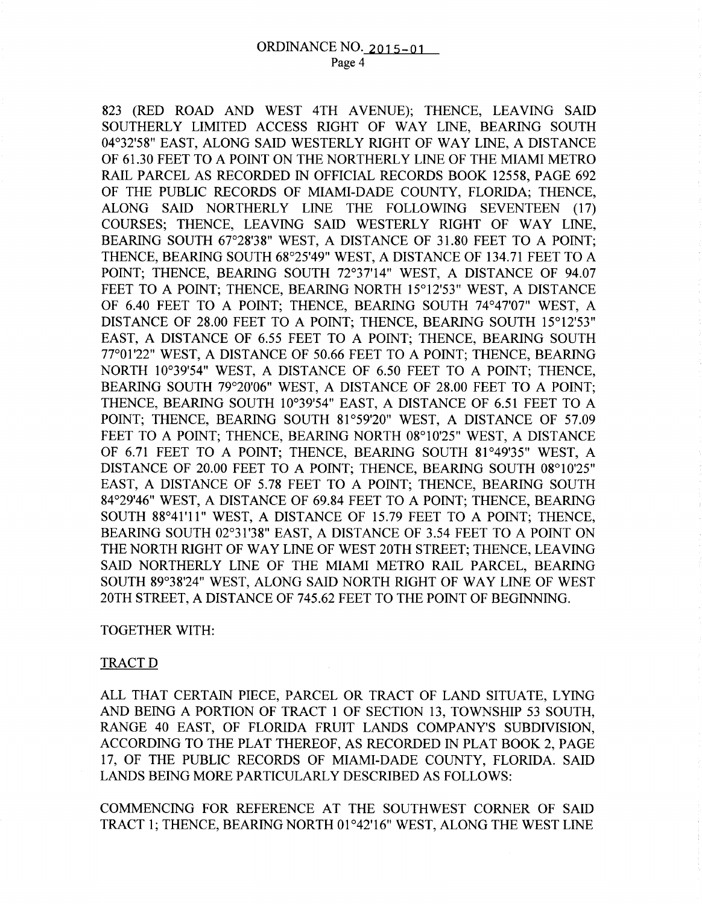823 (RED ROAD AND WEST 4TH AVENUE); THENCE, LEAVING SAID SOUTHERLY LIMITED ACCESS RIGHT OF WAY LINE, BEARING SOUTH 04°32'58" EAST, ALONG SAID WESTERLY RIGHT OF WAY LINE, A DISTANCE OF 61.30 FEET TO A POINT ON THE NORTHERLY LINE OF THE MIAMI METRO RAIL PARCEL AS RECORDED IN OFFICIAL RECORDS BOOK 12558, PAGE 692 OF THE PUBLIC RECORDS OF MIAMI-DADE COUNTY, FLORIDA; THENCE, ALONG SAID NORTHERLY LINE THE FOLLOWING SEVENTEEN (17) COURSES; THENCE, LEAVING SAID WESTERLY RIGHT OF WAY LINE, BEARING SOUTH 67°28'38" WEST, A DISTANCE OF 31.80 FEET TO A POINT; THENCE, BEARING SOUTH 68°25'49" WEST, A DISTANCE OF 134.71 FEET TO A POINT; THENCE, BEARING SOUTH 72°37'14" WEST, A DISTANCE OF 94.07 FEET TO A POINT; THENCE, BEARING NORTH 15°12'53" WEST, A DISTANCE OF 6.40 FEET TO A POINT; THENCE, BEARING SOUTH 74°47'07" WEST, A DISTANCE OF 28.00 FEET TO A POINT; THENCE, BEARING SOUTH 15°12'53" EAST, A DISTANCE OF 6.55 FEET TO A POINT; THENCE, BEARING SOUTH 77°01'22" WEST, A DISTANCE OF 50.66 FEET TO A POINT; THENCE, BEARING NORTH 10°39'54" WEST, A DISTANCE OF 6.50 FEET TO A POINT; THENCE, BEARING SOUTH 79°20'06" WEST, A DISTANCE OF 28.00 FEET TO A POINT; THENCE, BEARING SOUTH 10°39'54" EAST, A DISTANCE OF 6.51 FEET TO A POINT; THENCE, BEARING SOUTH 81°59'20" WEST, A DISTANCE OF 57.09 FEET TO A POINT; THENCE, BEARING NORTH 08°10'25" WEST, A DISTANCE OF 6.71 FEET TO A POINT; THENCE, BEARING SOUTH 81°49'35" WEST, A DISTANCE OF 20.00 FEET TO A POINT; THENCE, BEARING SOUTH 08°10'25" EAST, A DISTANCE OF 5.78 FEET TO A POINT; THENCE, BEARING SOUTH 84°29'46" WEST, A DISTANCE OF 69.84 FEET TO A POINT; THENCE, BEARING SOUTH 88°41'11" WEST, A DISTANCE OF 15.79 FEET TO A POINT; THENCE, BEARING SOUTH 02°31'38" EAST, A DISTANCE OF 3.54 FEET TO A POINT ON THE NORTH RIGHT OF WAY LINE OF WEST 20TH STREET; THENCE, LEAVING SAID NORTHERLY LINE OF THE MIAMI METRO RAIL PARCEL, BEARING SOUTH 89°38'24" WEST, ALONG SAID NORTH RIGHT OF WAY LINE OF WEST 20TH STREET, A DISTANCE OF 745.62 FEET TO THE POINT OF BEGINNING.

TOGETHER WITH:

TRACT D

ALL THAT CERTAIN PIECE, PARCEL OR TRACT OF LAND SITUATE, LYING AND BEING A PORTION OF TRACT 1 OF SECTION 13, TOWNSHIP 53 SOUTH, RANGE 40 EAST, OF FLORIDA FRUIT LANDS COMPANY'S SUBDIVISION, ACCORDING TO THE PLAT THEREOF, AS RECORDED IN PLAT BOOK 2, PAGE 17, OF THE PUBLIC RECORDS OF MIAMI-DADE COUNTY, FLORIDA. SAID LANDS BEING MORE PARTICULARLY DESCRIBED AS FOLLOWS:

COMMENCING FOR REFERENCE AT THE SOUTHWEST CORNER OF SAID TRACT 1; THENCE, BEARING NORTH 01°42'16" WEST, ALONG THE WEST LINE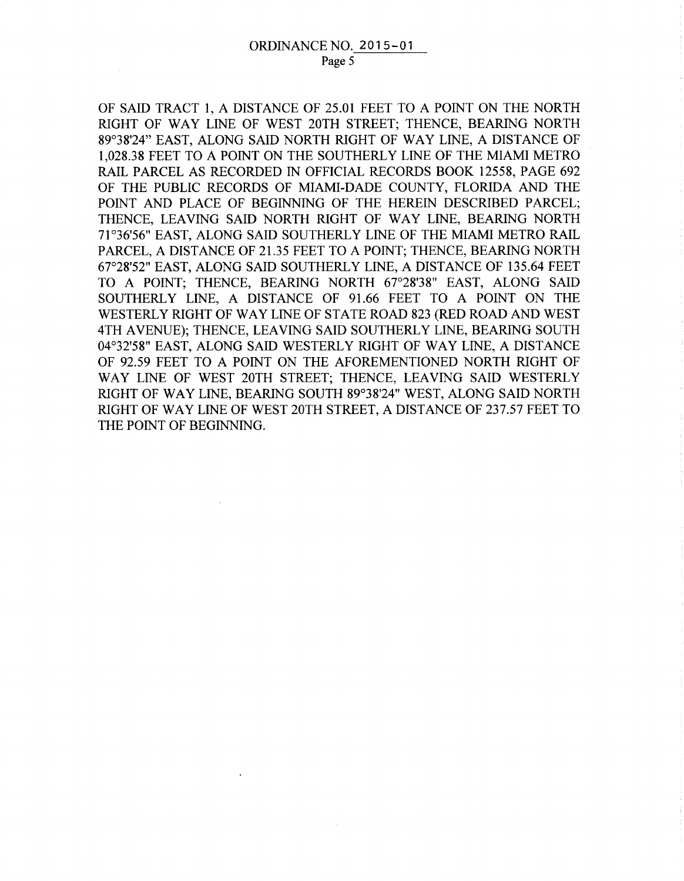OF SAID TRACT 1, A DISTANCE OF 25.01 FEET TO A POINT ON THE NORTH RIGHT OF WAY LINE OF WEST 20TH STREET; THENCE, BEARING NORTH 89°38'24" EAST, ALONG SAID NORTH RIGHT OF WAY LINE, A DISTANCE OF 1,028.38 FEET TO A POINT ON THE SOUTHERLY LINE OF THE MIAMI METRO RAIL PARCEL AS RECORDED IN OFFICIAL RECORDS BOOK 12558, PAGE 692 OF THE PUBLIC RECORDS OF MIAMI-DADE COUNTY, FLORIDA AND THE POINT AND PLACE OF BEGINNING OF THE HEREIN DESCRIBED PARCEL; THENCE, LEAVING SAID NORTH RIGHT OF WAY LINE, BEARING NORTH 71°36'56" EAST, ALONG SAID SOUTHERLY LINE OF THE MIAMI METRO RAIL PARCEL, A DISTANCE OF 21.35 FEET TO A POINT; THENCE, BEARING NORTH 67°28'52" EAST, ALONG SAID SOUTHERLY LINE, A DISTANCE OF 135.64 FEET TO A POINT; THENCE, BEARING NORTH 67°28'38" EAST, ALONG SAID SOUTHERLY LINE, A DISTANCE OF 91.66 FEET TO A POINT ON THE WESTERLY RIGHT OF WAY LINE OF STATE ROAD 823 (RED ROAD AND WEST 4TH AVENUE); THENCE, LEAVING SAID SOUTHERLY LINE, BEARING SOUTH 04°32'58" EAST, ALONG SAID WESTERLY RIGHT OF WAY LINE, A DISTANCE OF 92.59 FEET TO A POINT ON THE AFOREMENTIONED NORTH RIGHT OF WAY LINE OF WEST 20TH STREET; THENCE, LEAVING SAID WESTERLY RIGHT OF WAY LINE, BEARING SOUTH 89°38'24" WEST, ALONG SAID NORTH RIGHT OF WAY LINE OF WEST 20TH STREET, A DISTANCE OF 237.57 FEET TO THE POINT OF BEGINNING.